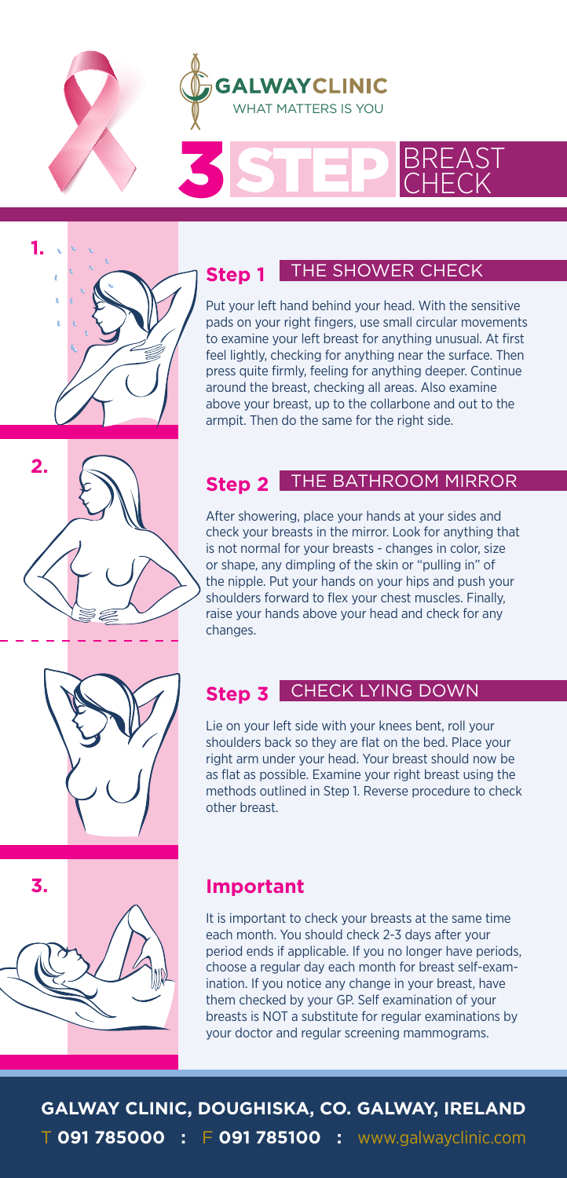# GALWAYCLINIC

WHAT MATTERS IS YOU

# 3 STEP BREAST CHECK

## Step 1 THE SHOWER CHECK

Put your left hand behind your head. With the sensitive pads on your right fingers, use small circular movements to examine your left breast for anything unusual. At first feel lightly, checking for anything near the surface. Then press quite firmly, feeling for anything deeper. Continue around the breast, checking all areas. Also examine above your breast, up to the collarbone and out to the armpit. Then do the same for the right side.

## Step 2 THE BATHROOM MIRROR

After showering, place your hands at your sides and check your breasts in the mirror. Look for anything that is not normal for your breasts - changes in color, size or shape, any dimpling of the skin or "pulling in" of the nipple. Put your hands on your hips and push your shoulders forward to flex your chest muscles. Finally, raise your hands above your head and check for any changes.

## Step 3 CHECK LYING DOWN

Lie on your left side with your knees bent, roll your shoulders back so they are flat on the bed. Place your right arm under your head. Your breast should now be as flat as possible. Examine your right breast using the methods outlined in Step 1. Reverse procedure to check other breast.

## Important

It is important to check your breasts at the same time each month. You should check 2-3 days after your period ends if applicable. If you no longer have periods, choose a regular day each month for breast self-examination. If you notice any change in your breast, have them checked by your GP. Self examination of your breasts is NOT a substitute for regular examinations by your doctor and regular screening mammograms.

**GALWAY CLINIC, DOUGHISKA, CO. GALWAY, IRELAND**

T **091 785000** : F **091 785100** : www.galwayclinic.com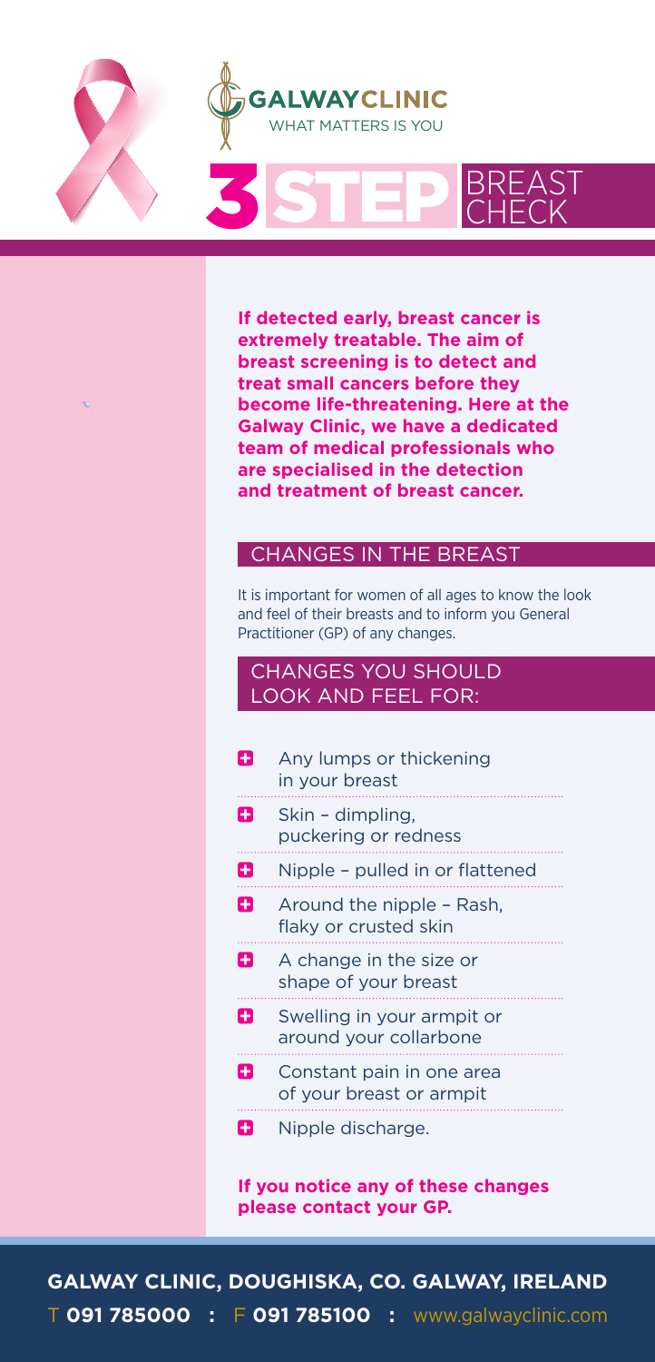GALWAYCLINIC

WHAT MATTERS IS YOU

# 3 STEP BREAST CHECK

**If detected early, breast cancer is extremely treatable. The aim of breast screening is to detect and treat small cancers before they become life-threatening. Here at the Galway Clinic, we have a dedicated team of medical professionals who are specialised in the detection and treatment of breast cancer.**

## CHANGES IN THE BREAST

It is important for women of all ages to know the look and feel of their breasts and to inform you General Practitioner (GP) of any changes.

## CHANGES YOU SHOULD LOOK AND FEEL FOR:

- Any lumps or thickening in your breast
- Skin – dimpling, puckering or redness
- Nipple – pulled in or flattened
- Around the nipple – Rash, flaky or crusted skin
- A change in the size or shape of your breast
- Swelling in your armpit or around your collarbone
- Constant pain in one area of your breast or armpit
- Nipple discharge.

**If you notice any of these changes please contact your GP.**

**GALWAY CLINIC, DOUGHISKA, CO. GALWAY, IRELAND**

T **091 785000** : F **091 785100** : www.galwayclinic.com